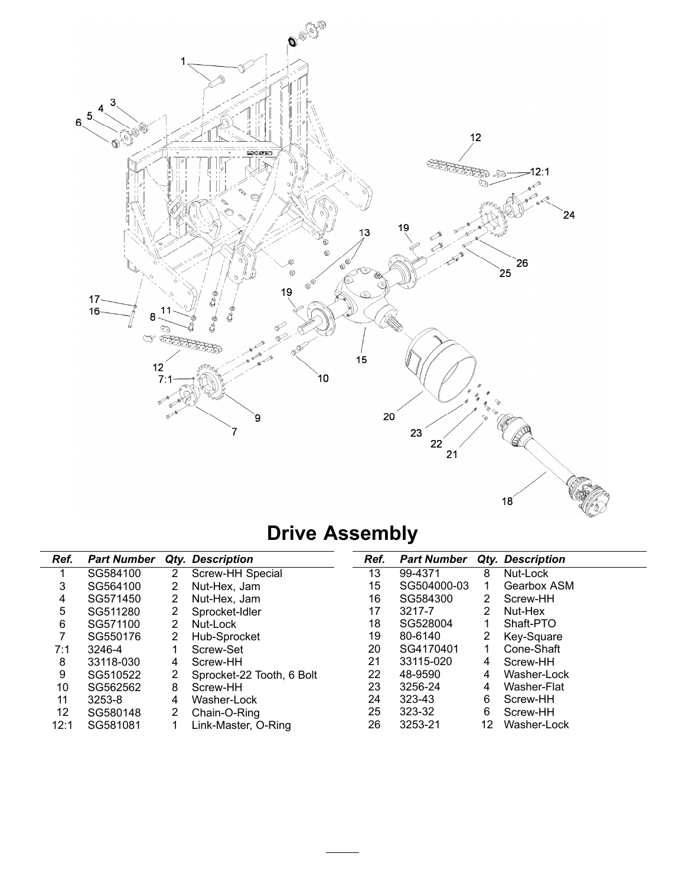# Drive Assembly

| Ref. | Part Number | Qty. | Description |
|---|---|---|---|
| 1 | SG584100 | 2 | Screw-HH Special |
| 3 | SG564100 | 2 | Nut-Hex, Jam |
| 4 | SG571450 | 2 | Nut-Hex, Jam |
| 5 | SG511280 | 2 | Sprocket-Idler |
| 6 | SG571100 | 2 | Nut-Lock |
| 7 | SG550176 | 2 | Hub-Sprocket |
| 7:1 | 3246-4 | 1 | Screw-Set |
| 8 | 33118-030 | 4 | Screw-HH |
| 9 | SG510522 | 2 | Sprocket-22 Tooth, 6 Bolt |
| 10 | SG562562 | 8 | Screw-HH |
| 11 | 3253-8 | 4 | Washer-Lock |
| 12 | SG580148 | 2 | Chain-O-Ring |
| 12:1 | SG581081 | 1 | Link-Master, O-Ring |
| 13 | 99-4371 | 8 | Nut-Lock |
| 15 | SG504000-03 | 1 | Gearbox ASM |
| 16 | SG584300 | 2 | Screw-HH |
| 17 | 3217-7 | 2 | Nut-Hex |
| 18 | SG528004 | 1 | Shaft-PTO |
| 19 | 80-6140 | 2 | Key-Square |
| 20 | SG4170401 | 1 | Cone-Shaft |
| 21 | 33115-020 | 4 | Screw-HH |
| 22 | 48-9590 | 4 | Washer-Lock |
| 23 | 3256-24 | 4 | Washer-Flat |
| 24 | 323-43 | 6 | Screw-HH |
| 25 | 323-32 | 6 | Screw-HH |
| 26 | 3253-21 | 12 | Washer-Lock |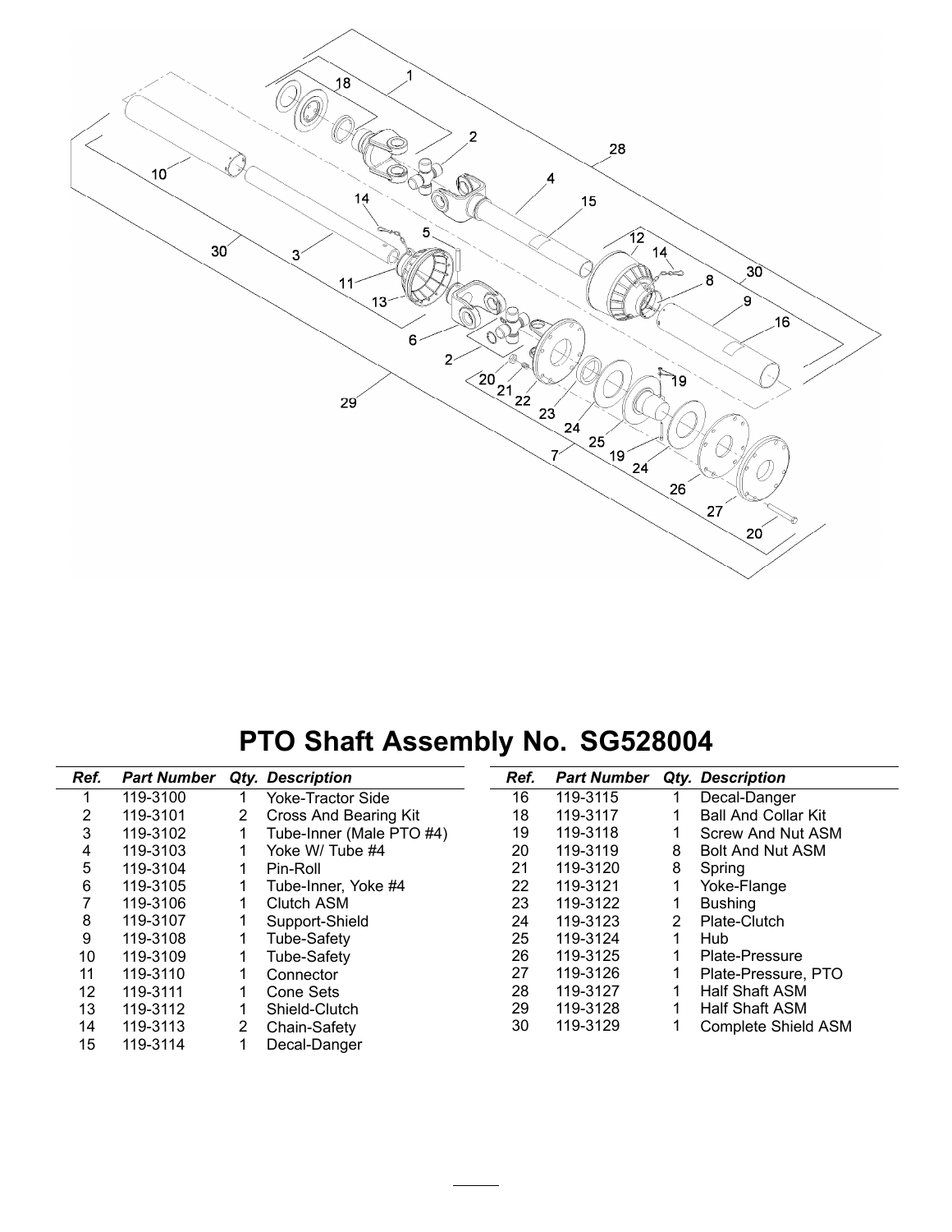# PTO Shaft Assembly No. SG528004

| Ref. | Part Number | Qty. | Description |
|---|---|---|---|
| 1 | 119-3100 | 1 | Yoke-Tractor Side |
| 2 | 119-3101 | 2 | Cross And Bearing Kit |
| 3 | 119-3102 | 1 | Tube-Inner (Male PTO #4) |
| 4 | 119-3103 | 1 | Yoke W/ Tube #4 |
| 5 | 119-3104 | 1 | Pin-Roll |
| 6 | 119-3105 | 1 | Tube-Inner, Yoke #4 |
| 7 | 119-3106 | 1 | Clutch ASM |
| 8 | 119-3107 | 1 | Support-Shield |
| 9 | 119-3108 | 1 | Tube-Safety |
| 10 | 119-3109 | 1 | Tube-Safety |
| 11 | 119-3110 | 1 | Connector |
| 12 | 119-3111 | 1 | Cone Sets |
| 13 | 119-3112 | 1 | Shield-Clutch |
| 14 | 119-3113 | 2 | Chain-Safety |
| 15 | 119-3114 | 1 | Decal-Danger |
| 16 | 119-3115 | 1 | Decal-Danger |
| 18 | 119-3117 | 1 | Ball And Collar Kit |
| 19 | 119-3118 | 1 | Screw And Nut ASM |
| 20 | 119-3119 | 8 | Bolt And Nut ASM |
| 21 | 119-3120 | 8 | Spring |
| 22 | 119-3121 | 1 | Yoke-Flange |
| 23 | 119-3122 | 1 | Bushing |
| 24 | 119-3123 | 2 | Plate-Clutch |
| 25 | 119-3124 | 1 | Hub |
| 26 | 119-3125 | 1 | Plate-Pressure |
| 27 | 119-3126 | 1 | Plate-Pressure, PTO |
| 28 | 119-3127 | 1 | Half Shaft ASM |
| 29 | 119-3128 | 1 | Half Shaft ASM |
| 30 | 119-3129 | 1 | Complete Shield ASM |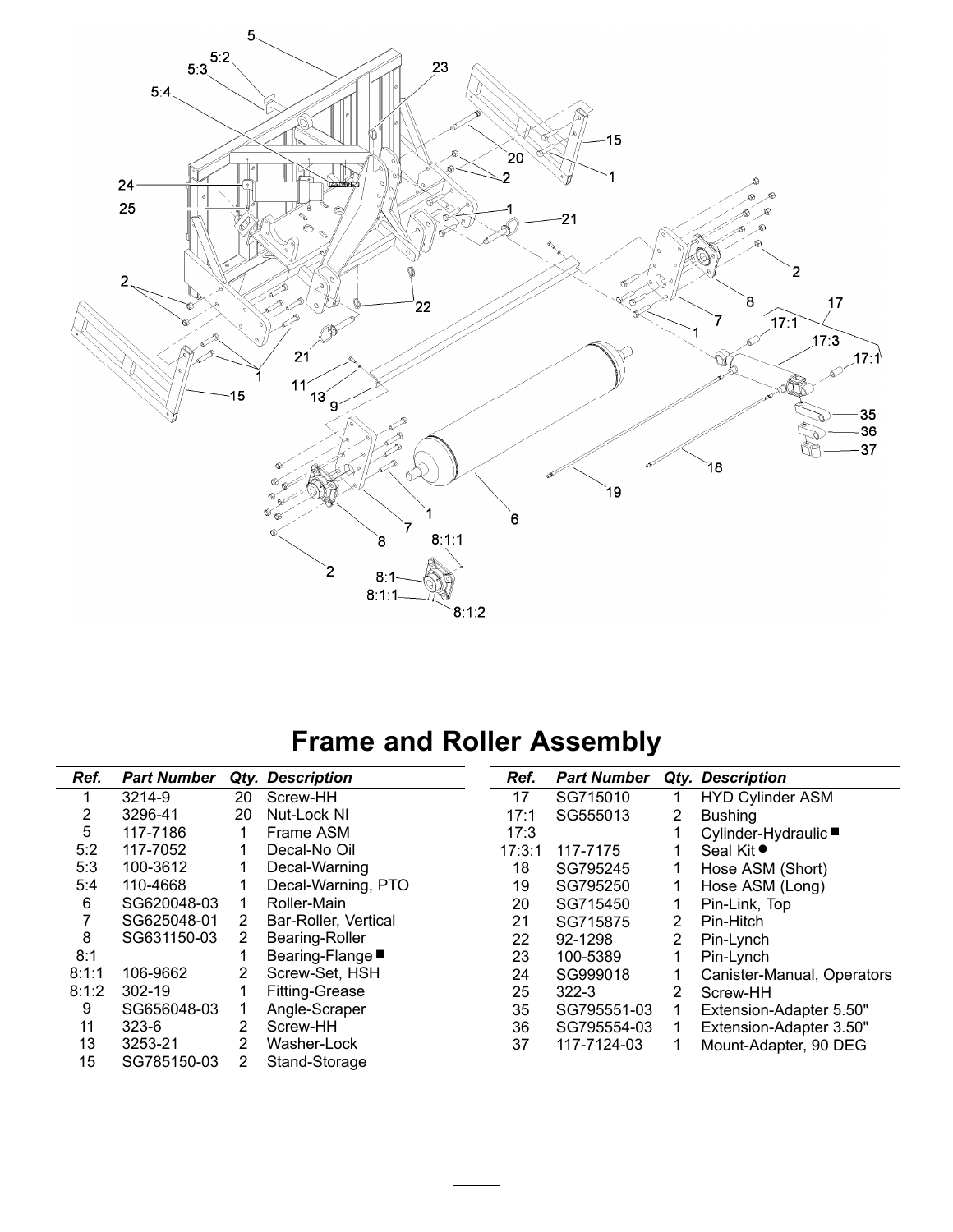# Frame and Roller Assembly

| Ref. | Part Number | Qty. | Description |
|---|---|---|---|
| 1 | 3214-9 | 20 | Screw-HH |
| 2 | 3296-41 | 20 | Nut-Lock NI |
| 5 | 117-7186 | 1 | Frame ASM |
| 5:2 | 117-7052 | 1 | Decal-No Oil |
| 5:3 | 100-3612 | 1 | Decal-Warning |
| 5:4 | 110-4668 | 1 | Decal-Warning, PTO |
| 6 | SG620048-03 | 1 | Roller-Main |
| 7 | SG625048-01 | 2 | Bar-Roller, Vertical |
| 8 | SG631150-03 | 2 | Bearing-Roller |
| 8:1 | | 1 | Bearing-Flange ■ |
| 8:1:1 | 106-9662 | 2 | Screw-Set, HSH |
| 8:1:2 | 302-19 | 1 | Fitting-Grease |
| 9 | SG656048-03 | 1 | Angle-Scraper |
| 11 | 323-6 | 2 | Screw-HH |
| 13 | 3253-21 | 2 | Washer-Lock |
| 15 | SG785150-03 | 2 | Stand-Storage |
| 17 | SG715010 | 1 | HYD Cylinder ASM |
| 17:1 | SG555013 | 2 | Bushing |
| 17:3 | | 1 | Cylinder-Hydraulic ■ |
| 17:3:1 | 117-7175 | 1 | Seal Kit ● |
| 18 | SG795245 | 1 | Hose ASM (Short) |
| 19 | SG795250 | 1 | Hose ASM (Long) |
| 20 | SG715450 | 1 | Pin-Link, Top |
| 21 | SG715875 | 2 | Pin-Hitch |
| 22 | 92-1298 | 2 | Pin-Lynch |
| 23 | 100-5389 | 1 | Pin-Lynch |
| 24 | SG999018 | 1 | Canister-Manual, Operators |
| 25 | 322-3 | 2 | Screw-HH |
| 35 | SG795551-03 | 1 | Extension-Adapter 5.50" |
| 36 | SG795554-03 | 1 | Extension-Adapter 3.50" |
| 37 | 117-7124-03 | 1 | Mount-Adapter, 90 DEG |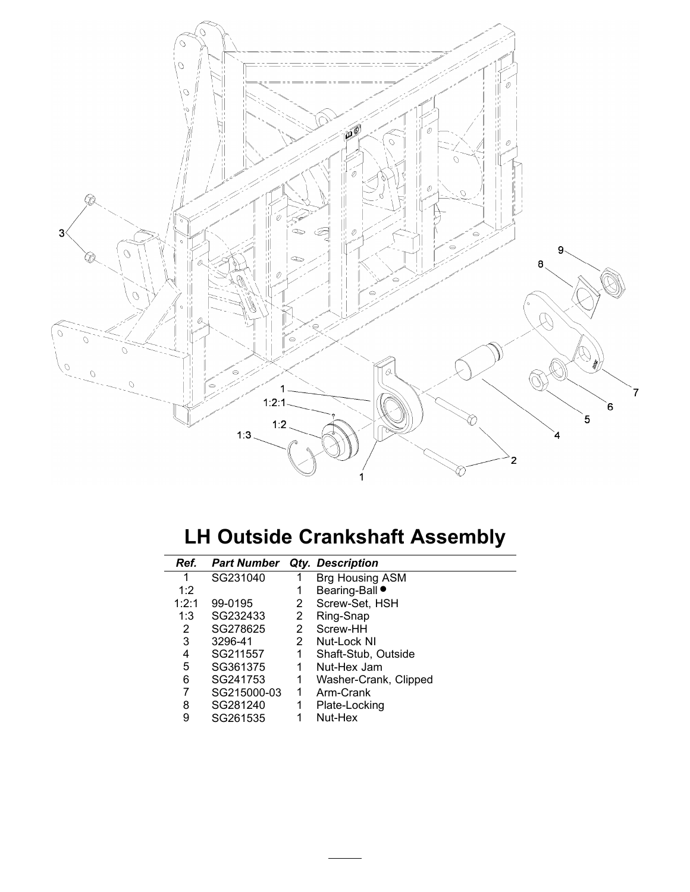# LH Outside Crankshaft Assembly

| *Ref.* | *Part Number* | *Qty.* | *Description* |
|---|---|---|---|
| 1 | SG231040 | 1 | Brg Housing ASM |
| 1:2 | | 1 | Bearing-Ball ● |
| 1:2:1 | 99-0195 | 2 | Screw-Set, HSH |
| 1:3 | SG232433 | 2 | Ring-Snap |
| 2 | SG278625 | 2 | Screw-HH |
| 3 | 3296-41 | 2 | Nut-Lock NI |
| 4 | SG211557 | 1 | Shaft-Stub, Outside |
| 5 | SG361375 | 1 | Nut-Hex Jam |
| 6 | SG241753 | 1 | Washer-Crank, Clipped |
| 7 | SG215000-03 | 1 | Arm-Crank |
| 8 | SG281240 | 1 | Plate-Locking |
| 9 | SG261535 | 1 | Nut-Hex |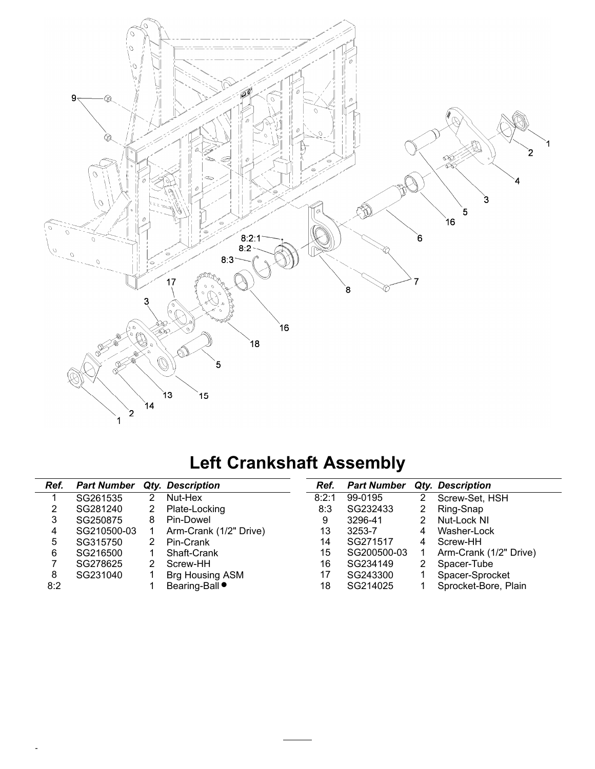# Left Crankshaft Assembly

| Ref. | Part Number | Qty. | Description |
|---|---|---|---|
| 1 | SG261535 | 2 | Nut-Hex |
| 2 | SG281240 | 2 | Plate-Locking |
| 3 | SG250875 | 8 | Pin-Dowel |
| 4 | SG210500-03 | 1 | Arm-Crank (1/2" Drive) |
| 5 | SG315750 | 2 | Pin-Crank |
| 6 | SG216500 | 1 | Shaft-Crank |
| 7 | SG278625 | 2 | Screw-HH |
| 8 | SG231040 | 1 | Brg Housing ASM |
| 8:2 | | 1 | Bearing-Ball ● |
| 8:2:1 | 99-0195 | 2 | Screw-Set, HSH |
| 8:3 | SG232433 | 2 | Ring-Snap |
| 9 | 3296-41 | 2 | Nut-Lock NI |
| 13 | 3253-7 | 4 | Washer-Lock |
| 14 | SG271517 | 4 | Screw-HH |
| 15 | SG200500-03 | 1 | Arm-Crank (1/2" Drive) |
| 16 | SG234149 | 2 | Spacer-Tube |
| 17 | SG243300 | 1 | Spacer-Sprocket |
| 18 | SG214025 | 1 | Sprocket-Bore, Plain |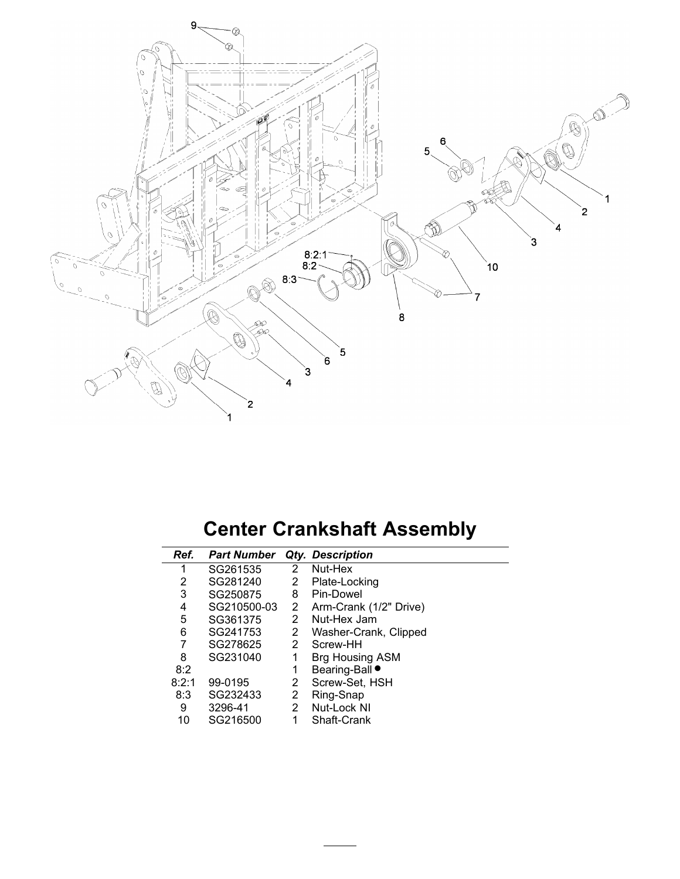# Center Crankshaft Assembly

| *Ref.* | *Part Number* | *Qty.* | *Description* |
|---|---|---|---|
| 1 | SG261535 | 2 | Nut-Hex |
| 2 | SG281240 | 2 | Plate-Locking |
| 3 | SG250875 | 8 | Pin-Dowel |
| 4 | SG210500-03 | 2 | Arm-Crank (1/2" Drive) |
| 5 | SG361375 | 2 | Nut-Hex Jam |
| 6 | SG241753 | 2 | Washer-Crank, Clipped |
| 7 | SG278625 | 2 | Screw-HH |
| 8 | SG231040 | 1 | Brg Housing ASM |
| 8:2 | | 1 | Bearing-Ball ● |
| 8:2:1 | 99-0195 | 2 | Screw-Set, HSH |
| 8:3 | SG232433 | 2 | Ring-Snap |
| 9 | 3296-41 | 2 | Nut-Lock NI |
| 10 | SG216500 | 1 | Shaft-Crank |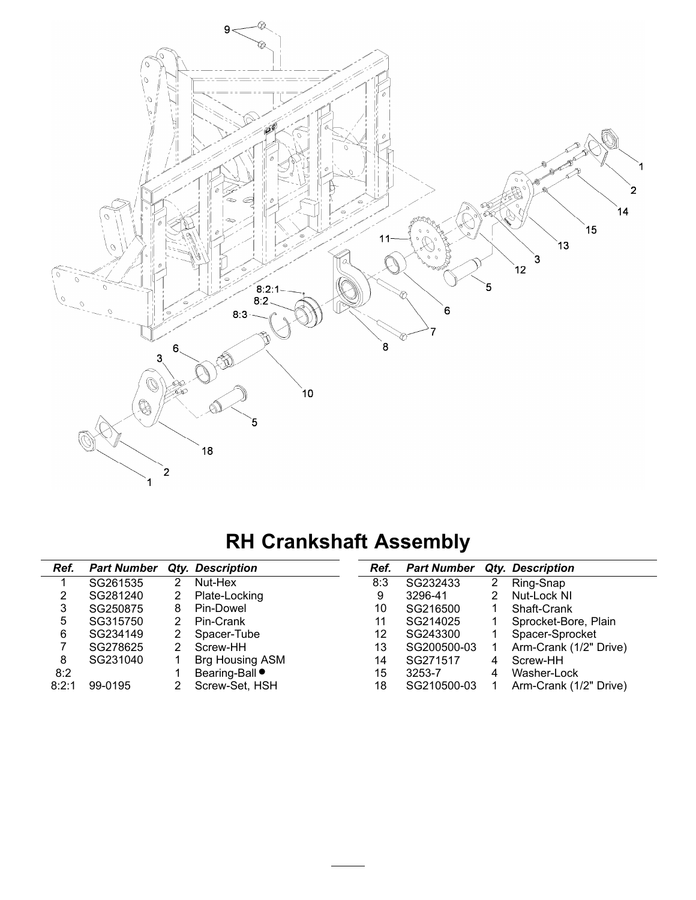# RH Crankshaft Assembly

| Ref. | Part Number | Qty. | Description |
|---|---|---|---|
| 1 | SG261535 | 2 | Nut-Hex |
| 2 | SG281240 | 2 | Plate-Locking |
| 3 | SG250875 | 8 | Pin-Dowel |
| 5 | SG315750 | 2 | Pin-Crank |
| 6 | SG234149 | 2 | Spacer-Tube |
| 7 | SG278625 | 2 | Screw-HH |
| 8 | SG231040 | 1 | Brg Housing ASM |
| 8:2 | | 1 | Bearing-Ball ● |
| 8:2:1 | 99-0195 | 2 | Screw-Set, HSH |
| 8:3 | SG232433 | 2 | Ring-Snap |
| 9 | 3296-41 | 2 | Nut-Lock NI |
| 10 | SG216500 | 1 | Shaft-Crank |
| 11 | SG214025 | 1 | Sprocket-Bore, Plain |
| 12 | SG243300 | 1 | Spacer-Sprocket |
| 13 | SG200500-03 | 1 | Arm-Crank (1/2" Drive) |
| 14 | SG271517 | 4 | Screw-HH |
| 15 | 3253-7 | 4 | Washer-Lock |
| 18 | SG210500-03 | 1 | Arm-Crank (1/2" Drive) |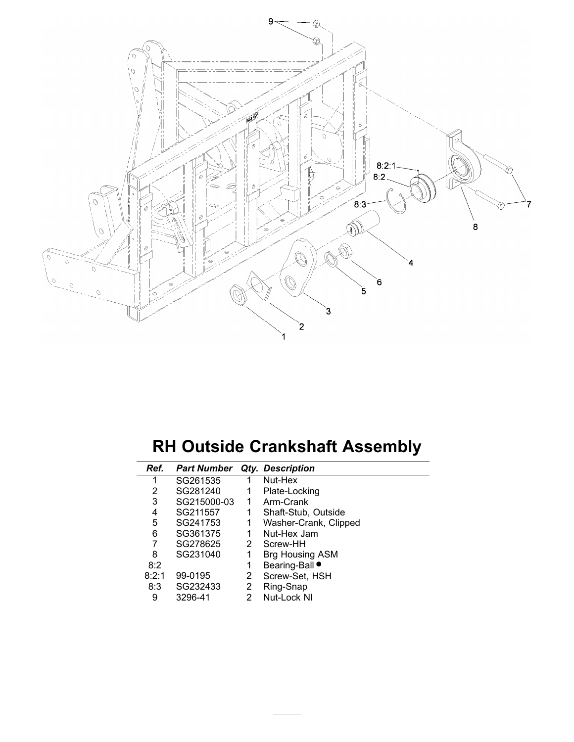# RH Outside Crankshaft Assembly

| Ref. | Part Number | Qty. | Description |
|---|---|---|---|
| 1 | SG261535 | 1 | Nut-Hex |
| 2 | SG281240 | 1 | Plate-Locking |
| 3 | SG215000-03 | 1 | Arm-Crank |
| 4 | SG211557 | 1 | Shaft-Stub, Outside |
| 5 | SG241753 | 1 | Washer-Crank, Clipped |
| 6 | SG361375 | 1 | Nut-Hex Jam |
| 7 | SG278625 | 2 | Screw-HH |
| 8 | SG231040 | 1 | Brg Housing ASM |
| 8:2 | | 1 | Bearing-Ball ● |
| 8:2:1 | 99-0195 | 2 | Screw-Set, HSH |
| 8:3 | SG232433 | 2 | Ring-Snap |
| 9 | 3296-41 | 2 | Nut-Lock NI |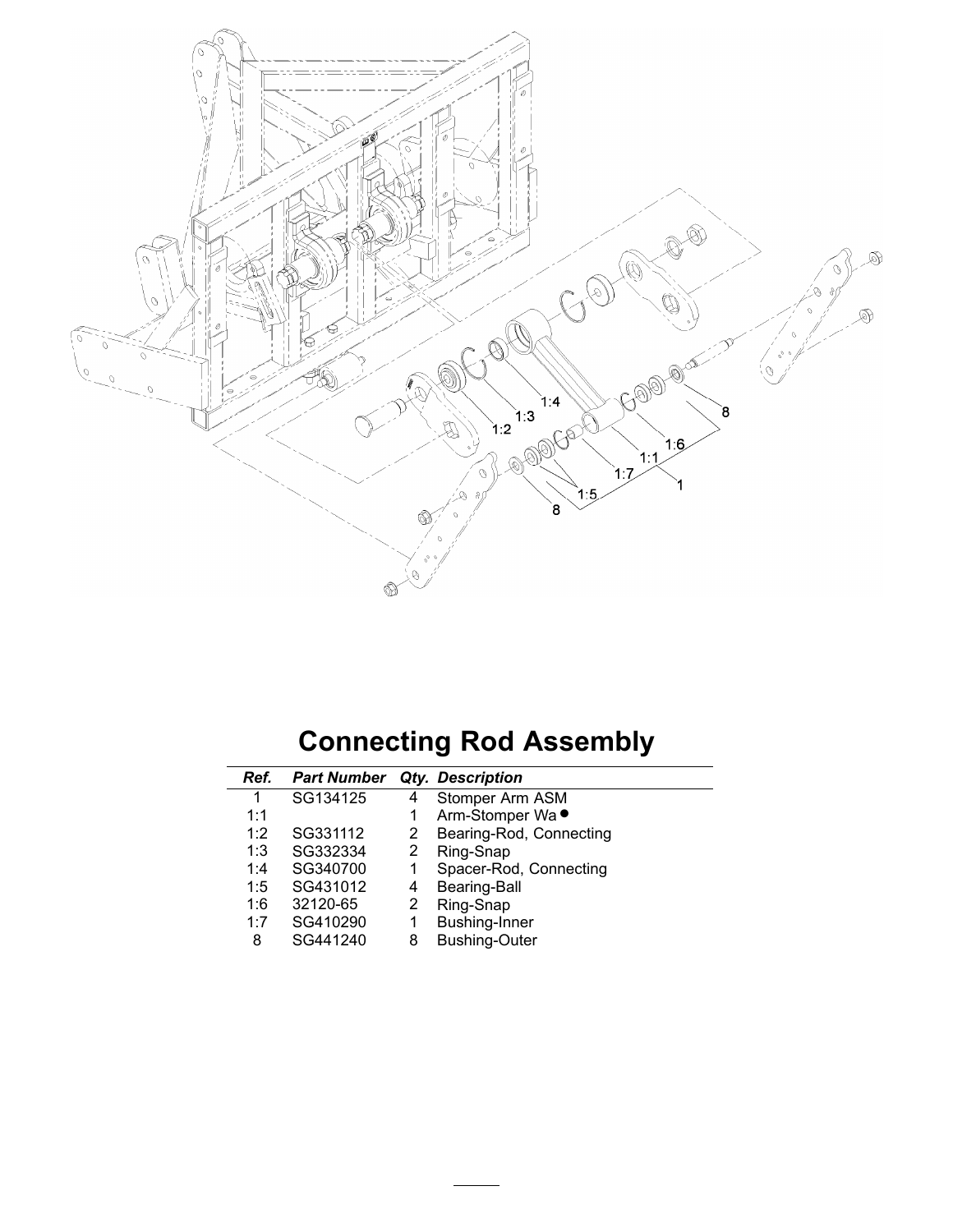# Connecting Rod Assembly

| *Ref.* | *Part Number* | *Qty.* | *Description* |
|---|---|---|---|
| 1 | SG134125 | 4 | Stomper Arm ASM |
| 1:1 | | 1 | Arm-Stomper Wa ● |
| 1:2 | SG331112 | 2 | Bearing-Rod, Connecting |
| 1:3 | SG332334 | 2 | Ring-Snap |
| 1:4 | SG340700 | 1 | Spacer-Rod, Connecting |
| 1:5 | SG431012 | 4 | Bearing-Ball |
| 1:6 | 32120-65 | 2 | Ring-Snap |
| 1:7 | SG410290 | 1 | Bushing-Inner |
| 8 | SG441240 | 8 | Bushing-Outer |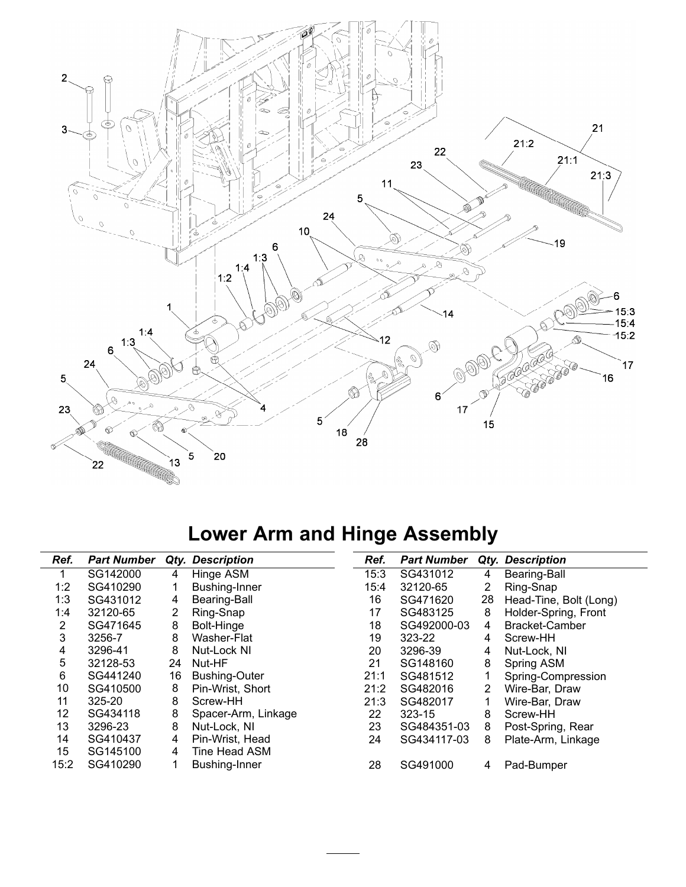# Lower Arm and Hinge Assembly

| Ref. | Part Number | Qty. | Description |
|---|---|---|---|
| 1 | SG142000 | 4 | Hinge ASM |
| 1:2 | SG410290 | 1 | Bushing-Inner |
| 1:3 | SG431012 | 4 | Bearing-Ball |
| 1:4 | 32120-65 | 2 | Ring-Snap |
| 2 | SG471645 | 8 | Bolt-Hinge |
| 3 | 3256-7 | 8 | Washer-Flat |
| 4 | 3296-41 | 8 | Nut-Lock NI |
| 5 | 32128-53 | 24 | Nut-HF |
| 6 | SG441240 | 16 | Bushing-Outer |
| 10 | SG410500 | 8 | Pin-Wrist, Short |
| 11 | 325-20 | 8 | Screw-HH |
| 12 | SG434118 | 8 | Spacer-Arm, Linkage |
| 13 | 3296-23 | 8 | Nut-Lock, NI |
| 14 | SG410437 | 4 | Pin-Wrist, Head |
| 15 | SG145100 | 4 | Tine Head ASM |
| 15:2 | SG410290 | 1 | Bushing-Inner |
| 15:3 | SG431012 | 4 | Bearing-Ball |
| 15:4 | 32120-65 | 2 | Ring-Snap |
| 16 | SG471620 | 28 | Head-Tine, Bolt (Long) |
| 17 | SG483125 | 8 | Holder-Spring, Front |
| 18 | SG492000-03 | 4 | Bracket-Camber |
| 19 | 323-22 | 4 | Screw-HH |
| 20 | 3296-39 | 4 | Nut-Lock, NI |
| 21 | SG148160 | 8 | Spring ASM |
| 21:1 | SG481512 | 1 | Spring-Compression |
| 21:2 | SG482016 | 2 | Wire-Bar, Draw |
| 21:3 | SG482017 | 1 | Wire-Bar, Draw |
| 22 | 323-15 | 8 | Screw-HH |
| 23 | SG484351-03 | 8 | Post-Spring, Rear |
| 24 | SG434117-03 | 8 | Plate-Arm, Linkage |
| 28 | SG491000 | 4 | Pad-Bumper |